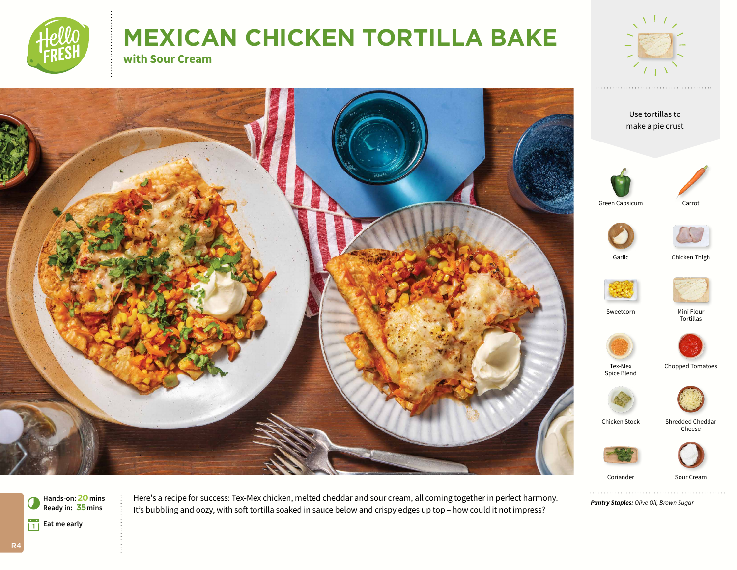# MEXICAN CHICKEN TORTILLA BAKE

## with Sour Cream

Use tortillas to make a pie crust

- Green Capsicum
- Carrot
- Garlic
- Chicken Thigh
- Sweetcorn
- Mini Flour Tortillas
- Tex-Mex Spice Blend
- Chopped Tomatoes
- Chicken Stock
- Shredded Cheddar Cheese
- Coriander
- Sour Cream

***Pantry Staples:*** *Olive Oil, Brown Sugar*

**Hands-on:** 20 mins
**Ready in:** 35 mins

Eat me early

Here's a recipe for success: Tex-Mex chicken, melted cheddar and sour cream, all coming together in perfect harmony. It's bubbling and oozy, with soft tortilla soaked in sauce below and crispy edges up top – how could it not impress?

R4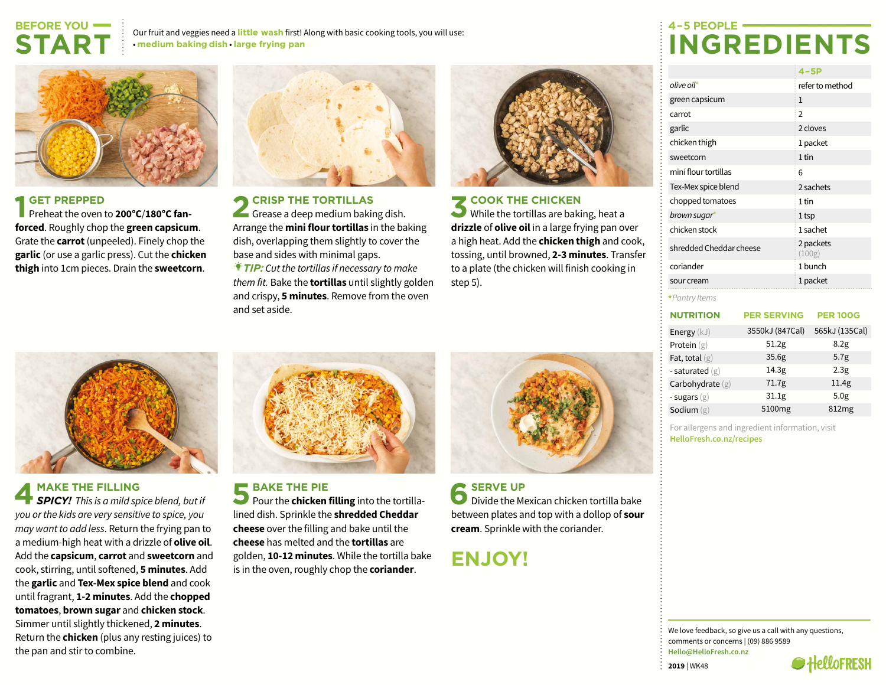## BEFORE YOU START

Our fruit and veggies need a **little wash** first! Along with basic cooking tools, you will use:
• **medium baking dish** • **large frying pan**

### 1 GET PREPPED

Preheat the oven to **200°C/180°C fan-forced**. Roughly chop the **green capsicum**. Grate the **carrot** (unpeeled). Finely chop the **garlic** (or use a garlic press). Cut the **chicken thigh** into 1cm pieces. Drain the **sweetcorn**.

### 2 CRISP THE TORTILLAS

Grease a deep medium baking dish. Arrange the **mini flour tortillas** in the baking dish, overlapping them slightly to cover the base and sides with minimal gaps.
***TIP:*** *Cut the tortillas if necessary to make them fit.* Bake the **tortillas** until slightly golden and crispy, **5 minutes**. Remove from the oven and set aside.

### 3 COOK THE CHICKEN

While the tortillas are baking, heat a **drizzle** of **olive oil** in a large frying pan over a high heat. Add the **chicken thigh** and cook, tossing, until browned, **2-3 minutes**. Transfer to a plate (the chicken will finish cooking in step 5).

### 4 MAKE THE FILLING

***SPICY!*** *This is a mild spice blend, but if you or the kids are very sensitive to spice, you may want to add less*. Return the frying pan to a medium-high heat with a drizzle of **olive oil**. Add the **capsicum**, **carrot** and **sweetcorn** and cook, stirring, until softened, **5 minutes**. Add the **garlic** and **Tex-Mex spice blend** and cook until fragrant, **1-2 minutes**. Add the **chopped tomatoes**, **brown sugar** and **chicken stock**. Simmer until slightly thickened, **2 minutes**. Return the **chicken** (plus any resting juices) to the pan and stir to combine.

### 5 BAKE THE PIE

Pour the **chicken filling** into the tortilla-lined dish. Sprinkle the **shredded Cheddar cheese** over the filling and bake until the **cheese** has melted and the **tortillas** are golden, **10-12 minutes**. While the tortilla bake is in the oven, roughly chop the **coriander**.

### 6 SERVE UP

Divide the Mexican chicken tortilla bake between plates and top with a dollop of **sour cream**. Sprinkle with the coriander.

**ENJOY!**

## 4-5 PEOPLE INGREDIENTS

| | 4-5P |
|---|---|
| *olive oil** | refer to method |
| green capsicum | 1 |
| carrot | 2 |
| garlic | 2 cloves |
| chicken thigh | 1 packet |
| sweetcorn | 1 tin |
| mini flour tortillas | 6 |
| Tex-Mex spice blend | 2 sachets |
| chopped tomatoes | 1 tin |
| *brown sugar** | 1 tsp |
| chicken stock | 1 sachet |
| shredded Cheddar cheese | 2 packets (100g) |
| coriander | 1 bunch |
| sour cream | 1 packet |

**Pantry Items*

| NUTRITION | PER SERVING | PER 100G |
|---|---|---|
| Energy (kJ) | 3550kJ (847Cal) | 565kJ (135Cal) |
| Protein (g) | 51.2g | 8.2g |
| Fat, total (g) | 35.6g | 5.7g |
| - saturated (g) | 14.3g | 2.3g |
| Carbohydrate (g) | 71.7g | 11.4g |
| - sugars (g) | 31.1g | 5.0g |
| Sodium (g) | 5100mg | 812mg |

For allergens and ingredient information, visit **HelloFresh.co.nz/recipes**

We love feedback, so give us a call with any questions, comments or concerns | (09) 886 9589
**Hello@HelloFresh.co.nz**

**2019** | WK48

HelloFRESH